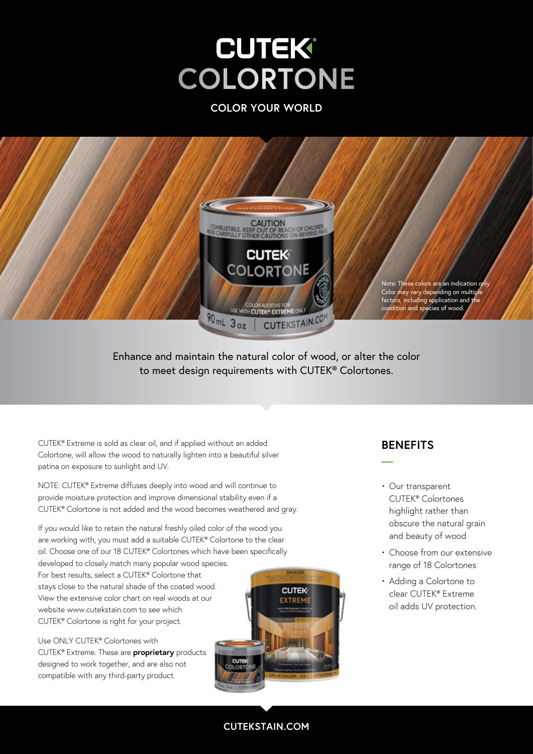# CUTEK® COLORTONE

**COLOR YOUR WORLD**

Note: These colors are an indication only. Color may vary depending on multiple factors, including application and the condition and species of wood.

Enhance and maintain the natural color of wood, or alter the color to meet design requirements with CUTEK® Colortones.

CUTEK® Extreme is sold as clear oil, and if applied without an added Colortone, will allow the wood to naturally lighten into a beautiful silver patina on exposure to sunlight and UV.

NOTE: CUTEK® Extreme diffuses deeply into wood and will continue to provide moisture protection and improve dimensional stability even if a CUTEK® Colortone is not added and the wood becomes weathered and gray.

If you would like to retain the natural freshly oiled color of the wood you are working with, you must add a suitable CUTEK® Colortone to the clear oil. Choose one of our 18 CUTEK® Colortones which have been specifically developed to closely match many popular wood species. For best results, select a CUTEK® Colortone that stays close to the natural shade of the coated wood. View the extensive color chart on real woods at our website www.cutekstain.com to see which CUTEK® Colortone is right for your project.

Use ONLY CUTEK® Colortones with CUTEK® Extreme. These are **proprietary** products designed to work together, and are also not compatible with any third-party product.

## BENEFITS

- Our transparent CUTEK® Colortones highlight rather than obscure the natural grain and beauty of wood
- Choose from our extensive range of 18 Colortones
- Adding a Colortone to clear CUTEK® Extreme oil adds UV protection.

CUTEKSTAIN.COM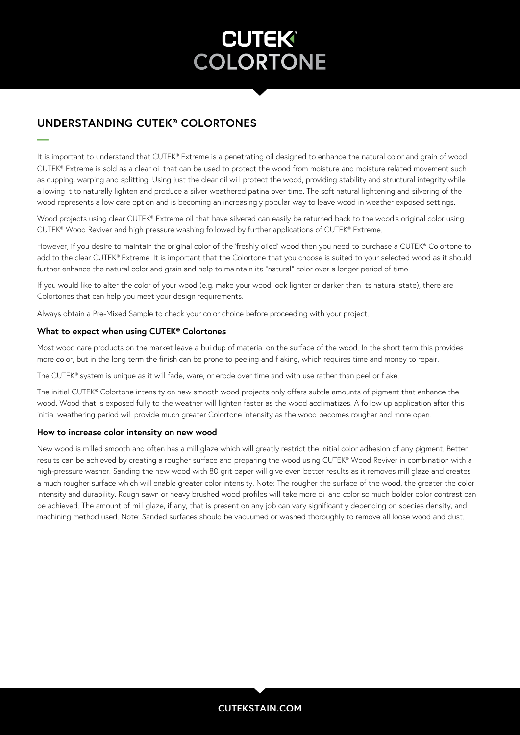# CUTEK COLORTONE

## UNDERSTANDING CUTEK® COLORTONES

It is important to understand that CUTEK® Extreme is a penetrating oil designed to enhance the natural color and grain of wood. CUTEK® Extreme is sold as a clear oil that can be used to protect the wood from moisture and moisture related movement such as cupping, warping and splitting. Using just the clear oil will protect the wood, providing stability and structural integrity while allowing it to naturally lighten and produce a silver weathered patina over time. The soft natural lightening and silvering of the wood represents a low care option and is becoming an increasingly popular way to leave wood in weather exposed settings.

Wood projects using clear CUTEK® Extreme oil that have silvered can easily be returned back to the wood's original color using CUTEK® Wood Reviver and high pressure washing followed by further applications of CUTEK® Extreme.

However, if you desire to maintain the original color of the 'freshly oiled' wood then you need to purchase a CUTEK® Colortone to add to the clear CUTEK® Extreme. It is important that the Colortone that you choose is suited to your selected wood as it should further enhance the natural color and grain and help to maintain its "natural" color over a longer period of time.

If you would like to alter the color of your wood (e.g. make your wood look lighter or darker than its natural state), there are Colortones that can help you meet your design requirements.

Always obtain a Pre-Mixed Sample to check your color choice before proceeding with your project.

### What to expect when using CUTEK® Colortones

Most wood care products on the market leave a buildup of material on the surface of the wood. In the short term this provides more color, but in the long term the finish can be prone to peeling and flaking, which requires time and money to repair.

The CUTEK® system is unique as it will fade, ware, or erode over time and with use rather than peel or flake.

The initial CUTEK® Colortone intensity on new smooth wood projects only offers subtle amounts of pigment that enhance the wood. Wood that is exposed fully to the weather will lighten faster as the wood acclimatizes. A follow up application after this initial weathering period will provide much greater Colortone intensity as the wood becomes rougher and more open.

### How to increase color intensity on new wood

New wood is milled smooth and often has a mill glaze which will greatly restrict the initial color adhesion of any pigment. Better results can be achieved by creating a rougher surface and preparing the wood using CUTEK® Wood Reviver in combination with a high-pressure washer. Sanding the new wood with 80 grit paper will give even better results as it removes mill glaze and creates a much rougher surface which will enable greater color intensity. Note: The rougher the surface of the wood, the greater the color intensity and durability. Rough sawn or heavy brushed wood profiles will take more oil and color so much bolder color contrast can be achieved. The amount of mill glaze, if any, that is present on any job can vary significantly depending on species density, and machining method used. Note: Sanded surfaces should be vacuumed or washed thoroughly to remove all loose wood and dust.

CUTEKSTAIN.COM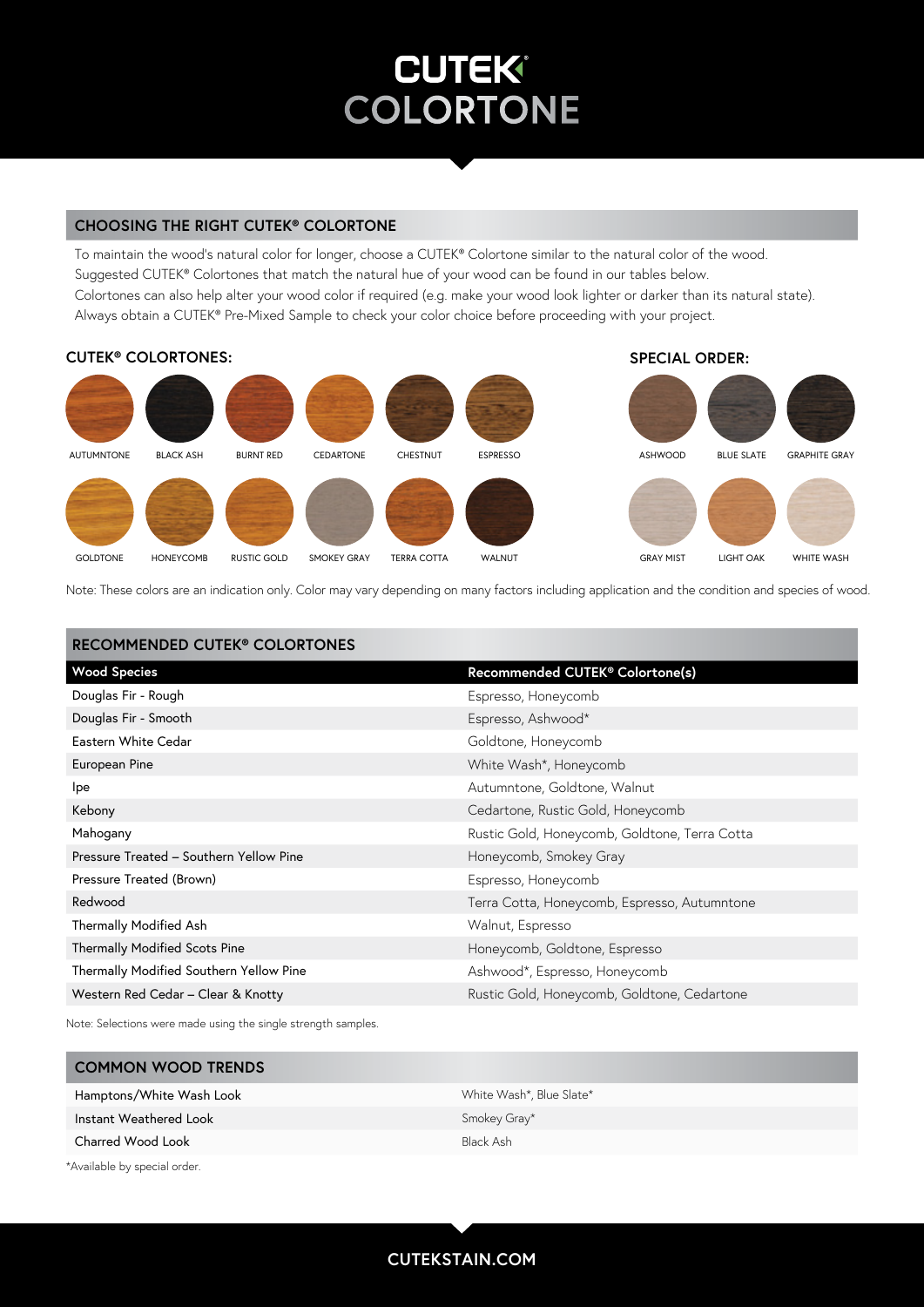# CUTEK® COLORTONE

## CHOOSING THE RIGHT CUTEK® COLORTONE

To maintain the wood's natural color for longer, choose a CUTEK® Colortone similar to the natural color of the wood.
Suggested CUTEK® Colortones that match the natural hue of your wood can be found in our tables below.
Colortones can also help alter your wood color if required (e.g. make your wood look lighter or darker than its natural state).
Always obtain a CUTEK® Pre-Mixed Sample to check your color choice before proceeding with your project.

### CUTEK® COLORTONES:

AUTUMNTONE, BLACK ASH, BURNT RED, CEDARTONE, CHESTNUT, ESPRESSO, GOLDTONE, HONEYCOMB, RUSTIC GOLD, SMOKEY GRAY, TERRA COTTA, WALNUT

### SPECIAL ORDER:

ASHWOOD, BLUE SLATE, GRAPHITE GRAY, GRAY MIST, LIGHT OAK, WHITE WASH

Note: These colors are an indication only. Color may vary depending on many factors including application and the condition and species of wood.

## RECOMMENDED CUTEK® COLORTONES

| Wood Species | Recommended CUTEK® Colortone(s) |
|---|---|
| Douglas Fir - Rough | Espresso, Honeycomb |
| Douglas Fir - Smooth | Espresso, Ashwood* |
| Eastern White Cedar | Goldtone, Honeycomb |
| European Pine | White Wash*, Honeycomb |
| Ipe | Autumntone, Goldtone, Walnut |
| Kebony | Cedartone, Rustic Gold, Honeycomb |
| Mahogany | Rustic Gold, Honeycomb, Goldtone, Terra Cotta |
| Pressure Treated – Southern Yellow Pine | Honeycomb, Smokey Gray |
| Pressure Treated (Brown) | Espresso, Honeycomb |
| Redwood | Terra Cotta, Honeycomb, Espresso, Autumntone |
| Thermally Modified Ash | Walnut, Espresso |
| Thermally Modified Scots Pine | Honeycomb, Goldtone, Espresso |
| Thermally Modified Southern Yellow Pine | Ashwood*, Espresso, Honeycomb |
| Western Red Cedar – Clear & Knotty | Rustic Gold, Honeycomb, Goldtone, Cedartone |

Note: Selections were made using the single strength samples.

## COMMON WOOD TRENDS

| | |
|---|---|
| Hamptons/White Wash Look | White Wash*, Blue Slate* |
| Instant Weathered Look | Smokey Gray* |
| Charred Wood Look | Black Ash |

*Available by special order.

CUTEKSTAIN.COM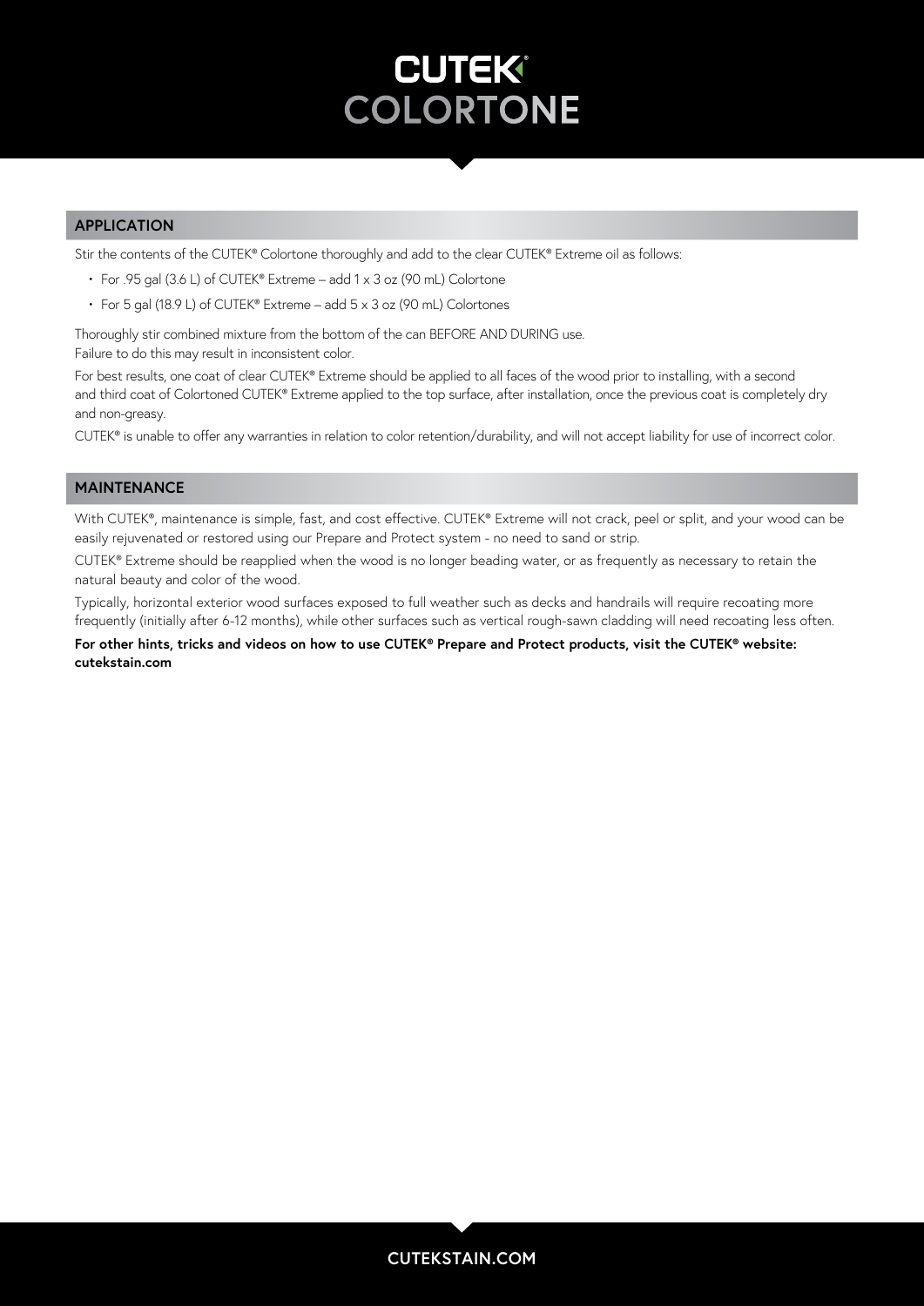# CUTEK® COLORTONE

## APPLICATION

Stir the contents of the CUTEK® Colortone thoroughly and add to the clear CUTEK® Extreme oil as follows:

- For .95 gal (3.6 L) of CUTEK® Extreme – add 1 x 3 oz (90 mL) Colortone
- For 5 gal (18.9 L) of CUTEK® Extreme – add 5 x 3 oz (90 mL) Colortones

Thoroughly stir combined mixture from the bottom of the can BEFORE AND DURING use.
Failure to do this may result in inconsistent color.

For best results, one coat of clear CUTEK® Extreme should be applied to all faces of the wood prior to installing, with a second and third coat of Colortoned CUTEK® Extreme applied to the top surface, after installation, once the previous coat is completely dry and non-greasy.

CUTEK® is unable to offer any warranties in relation to color retention/durability, and will not accept liability for use of incorrect color.

## MAINTENANCE

With CUTEK®, maintenance is simple, fast, and cost effective. CUTEK® Extreme will not crack, peel or split, and your wood can be easily rejuvenated or restored using our Prepare and Protect system - no need to sand or strip.

CUTEK® Extreme should be reapplied when the wood is no longer beading water, or as frequently as necessary to retain the natural beauty and color of the wood.

Typically, horizontal exterior wood surfaces exposed to full weather such as decks and handrails will require recoating more frequently (initially after 6-12 months), while other surfaces such as vertical rough-sawn cladding will need recoating less often.

**For other hints, tricks and videos on how to use CUTEK® Prepare and Protect products, visit the CUTEK® website: cutekstain.com**

CUTEKSTAIN.COM